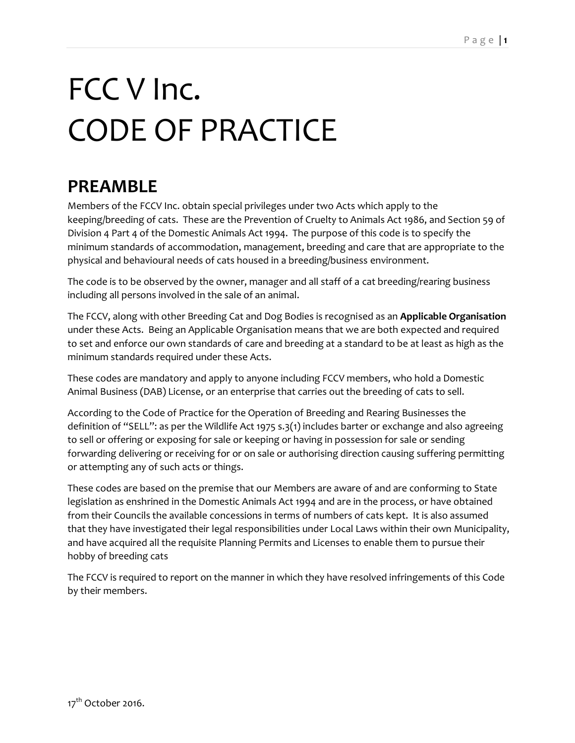# FCC V Inc.
# CODE OF PRACTICE

## PREAMBLE

Members of the FCCV Inc. obtain special privileges under two Acts which apply to the keeping/breeding of cats. These are the Prevention of Cruelty to Animals Act 1986, and Section 59 of Division 4 Part 4 of the Domestic Animals Act 1994. The purpose of this code is to specify the minimum standards of accommodation, management, breeding and care that are appropriate to the physical and behavioural needs of cats housed in a breeding/business environment.

The code is to be observed by the owner, manager and all staff of a cat breeding/rearing business including all persons involved in the sale of an animal.

The FCCV, along with other Breeding Cat and Dog Bodies is recognised as an **Applicable Organisation** under these Acts. Being an Applicable Organisation means that we are both expected and required to set and enforce our own standards of care and breeding at a standard to be at least as high as the minimum standards required under these Acts.

These codes are mandatory and apply to anyone including FCCV members, who hold a Domestic Animal Business (DAB) License, or an enterprise that carries out the breeding of cats to sell.

According to the Code of Practice for the Operation of Breeding and Rearing Businesses the definition of "SELL": as per the Wildlife Act 1975 s.3(1) includes barter or exchange and also agreeing to sell or offering or exposing for sale or keeping or having in possession for sale or sending forwarding delivering or receiving for or on sale or authorising direction causing suffering permitting or attempting any of such acts or things.

These codes are based on the premise that our Members are aware of and are conforming to State legislation as enshrined in the Domestic Animals Act 1994 and are in the process, or have obtained from their Councils the available concessions in terms of numbers of cats kept. It is also assumed that they have investigated their legal responsibilities under Local Laws within their own Municipality, and have acquired all the requisite Planning Permits and Licenses to enable them to pursue their hobby of breeding cats

The FCCV is required to report on the manner in which they have resolved infringements of this Code by their members.

17th October 2016.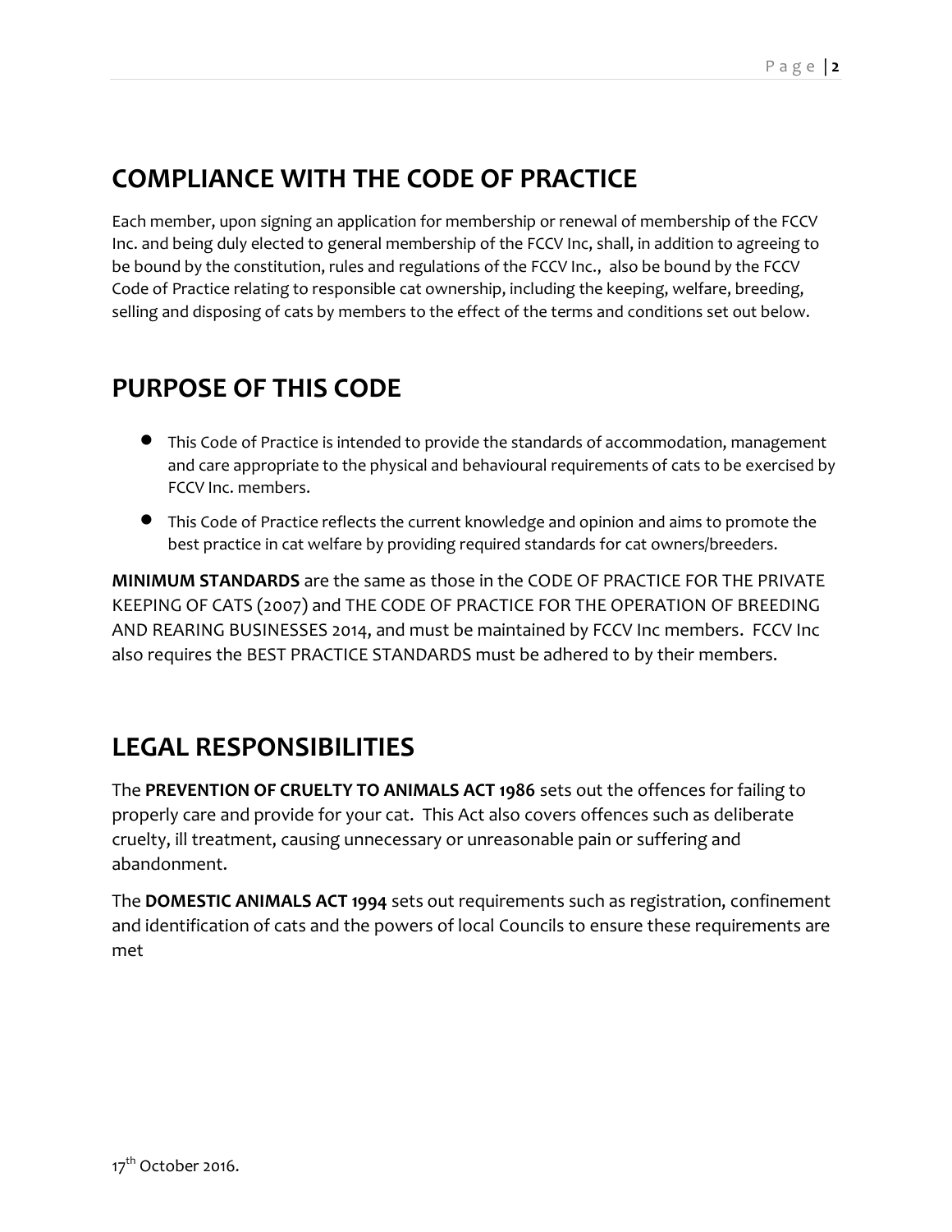## COMPLIANCE WITH THE CODE OF PRACTICE

Each member, upon signing an application for membership or renewal of membership of the FCCV Inc. and being duly elected to general membership of the FCCV Inc, shall, in addition to agreeing to be bound by the constitution, rules and regulations of the FCCV Inc., also be bound by the FCCV Code of Practice relating to responsible cat ownership, including the keeping, welfare, breeding, selling and disposing of cats by members to the effect of the terms and conditions set out below.

## PURPOSE OF THIS CODE

- This Code of Practice is intended to provide the standards of accommodation, management and care appropriate to the physical and behavioural requirements of cats to be exercised by FCCV Inc. members.
- This Code of Practice reflects the current knowledge and opinion and aims to promote the best practice in cat welfare by providing required standards for cat owners/breeders.

**MINIMUM STANDARDS** are the same as those in the CODE OF PRACTICE FOR THE PRIVATE KEEPING OF CATS (2007) and THE CODE OF PRACTICE FOR THE OPERATION OF BREEDING AND REARING BUSINESSES 2014, and must be maintained by FCCV Inc members. FCCV Inc also requires the BEST PRACTICE STANDARDS must be adhered to by their members.

## LEGAL RESPONSIBILITIES

The **PREVENTION OF CRUELTY TO ANIMALS ACT 1986** sets out the offences for failing to properly care and provide for your cat. This Act also covers offences such as deliberate cruelty, ill treatment, causing unnecessary or unreasonable pain or suffering and abandonment.

The **DOMESTIC ANIMALS ACT 1994** sets out requirements such as registration, confinement and identification of cats and the powers of local Councils to ensure these requirements are met

17th October 2016.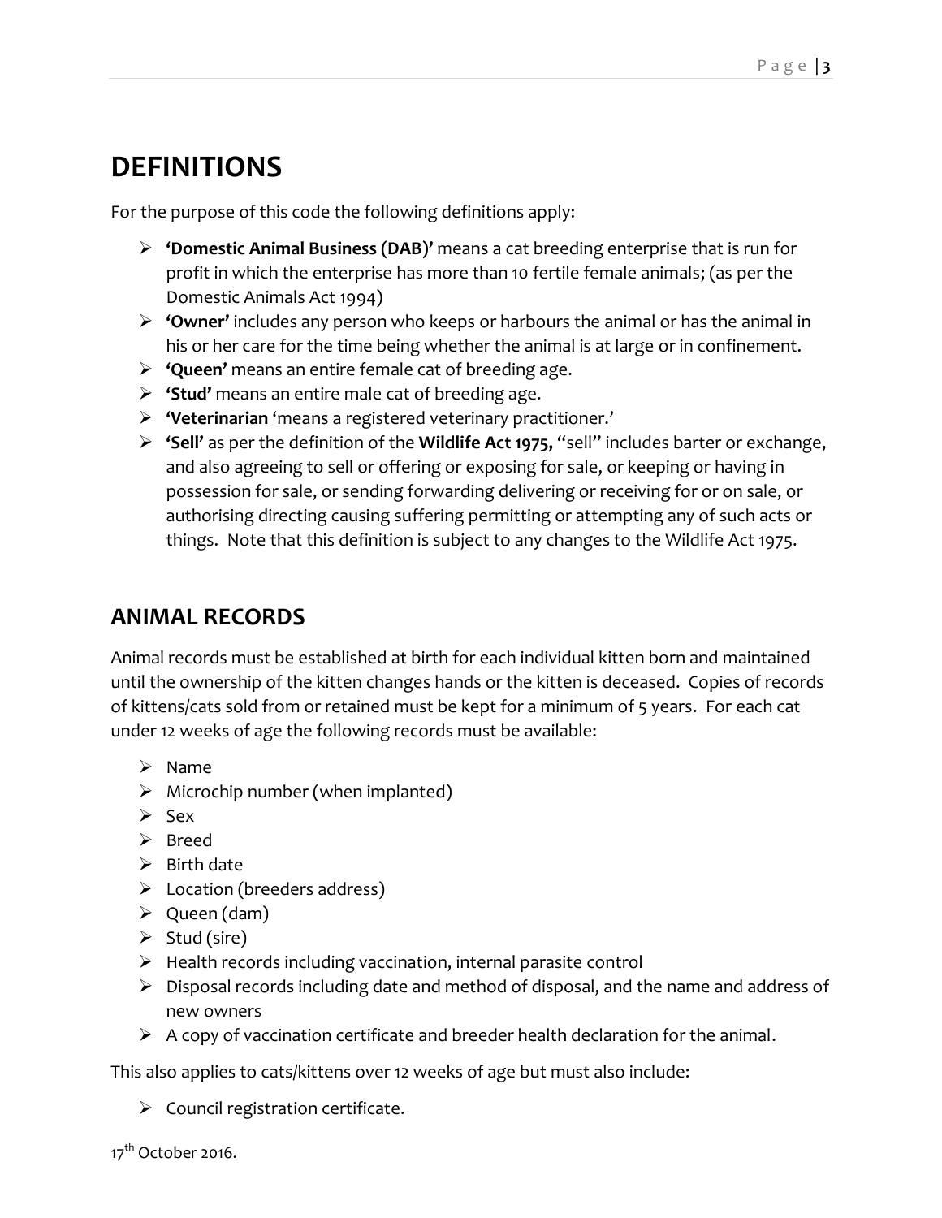# DEFINITIONS

For the purpose of this code the following definitions apply:

- **'Domestic Animal Business (DAB)'** means a cat breeding enterprise that is run for profit in which the enterprise has more than 10 fertile female animals; (as per the Domestic Animals Act 1994)
- **'Owner'** includes any person who keeps or harbours the animal or has the animal in his or her care for the time being whether the animal is at large or in confinement.
- **'Queen'** means an entire female cat of breeding age.
- **'Stud'** means an entire male cat of breeding age.
- **'Veterinarian** 'means a registered veterinary practitioner.'
- **'Sell'** as per the definition of the **Wildlife Act 1975,** "sell" includes barter or exchange, and also agreeing to sell or offering or exposing for sale, or keeping or having in possession for sale, or sending forwarding delivering or receiving for or on sale, or authorising directing causing suffering permitting or attempting any of such acts or things. Note that this definition is subject to any changes to the Wildlife Act 1975.

## ANIMAL RECORDS

Animal records must be established at birth for each individual kitten born and maintained until the ownership of the kitten changes hands or the kitten is deceased. Copies of records of kittens/cats sold from or retained must be kept for a minimum of 5 years. For each cat under 12 weeks of age the following records must be available:

- Name
- Microchip number (when implanted)
- Sex
- Breed
- Birth date
- Location (breeders address)
- Queen (dam)
- Stud (sire)
- Health records including vaccination, internal parasite control
- Disposal records including date and method of disposal, and the name and address of new owners
- A copy of vaccination certificate and breeder health declaration for the animal.

This also applies to cats/kittens over 12 weeks of age but must also include:

- Council registration certificate.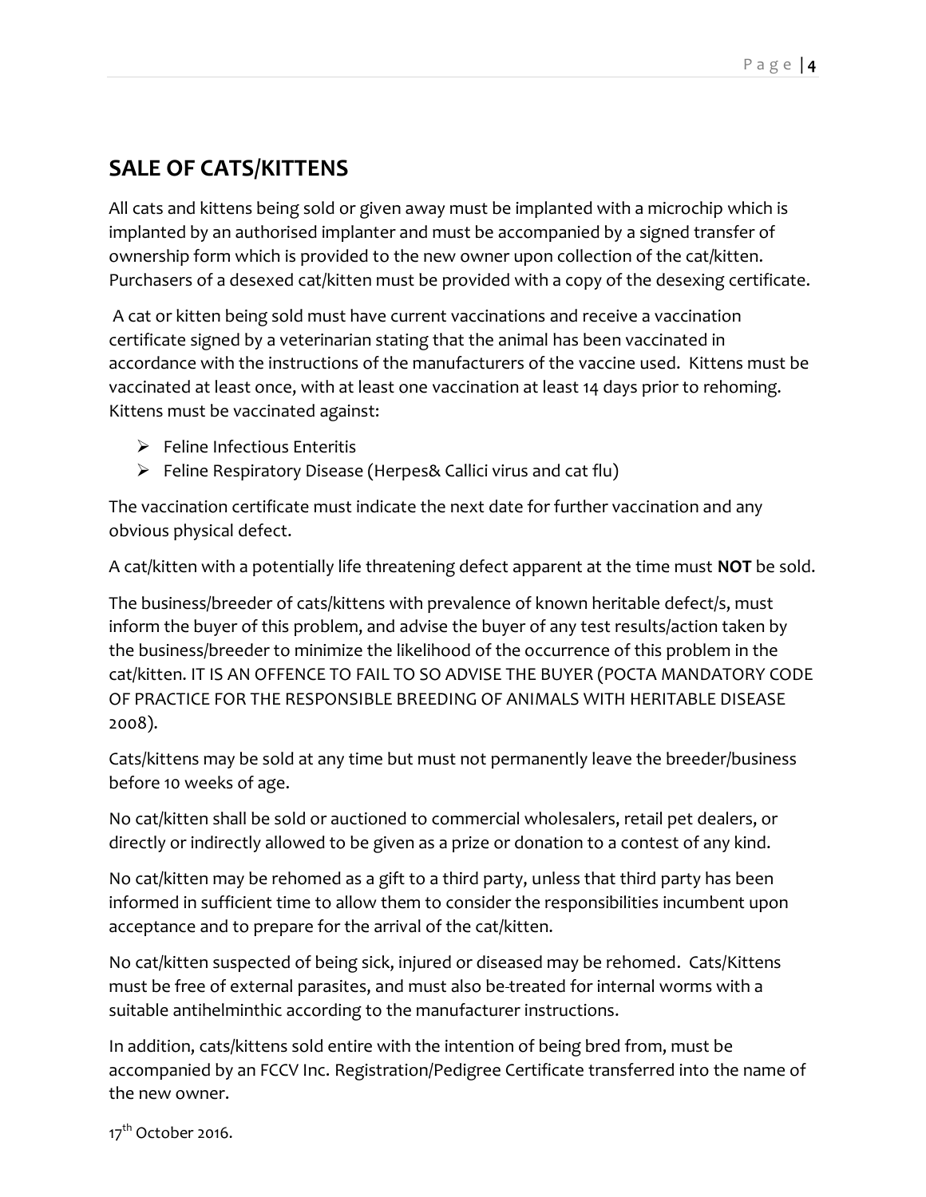## SALE OF CATS/KITTENS

All cats and kittens being sold or given away must be implanted with a microchip which is implanted by an authorised implanter and must be accompanied by a signed transfer of ownership form which is provided to the new owner upon collection of the cat/kitten. Purchasers of a desexed cat/kitten must be provided with a copy of the desexing certificate.

A cat or kitten being sold must have current vaccinations and receive a vaccination certificate signed by a veterinarian stating that the animal has been vaccinated in accordance with the instructions of the manufacturers of the vaccine used. Kittens must be vaccinated at least once, with at least one vaccination at least 14 days prior to rehoming. Kittens must be vaccinated against:

- Feline Infectious Enteritis
- Feline Respiratory Disease (Herpes& Callici virus and cat flu)

The vaccination certificate must indicate the next date for further vaccination and any obvious physical defect.

A cat/kitten with a potentially life threatening defect apparent at the time must **NOT** be sold.

The business/breeder of cats/kittens with prevalence of known heritable defect/s, must inform the buyer of this problem, and advise the buyer of any test results/action taken by the business/breeder to minimize the likelihood of the occurrence of this problem in the cat/kitten. IT IS AN OFFENCE TO FAIL TO SO ADVISE THE BUYER (POCTA MANDATORY CODE OF PRACTICE FOR THE RESPONSIBLE BREEDING OF ANIMALS WITH HERITABLE DISEASE 2008).

Cats/kittens may be sold at any time but must not permanently leave the breeder/business before 10 weeks of age.

No cat/kitten shall be sold or auctioned to commercial wholesalers, retail pet dealers, or directly or indirectly allowed to be given as a prize or donation to a contest of any kind.

No cat/kitten may be rehomed as a gift to a third party, unless that third party has been informed in sufficient time to allow them to consider the responsibilities incumbent upon acceptance and to prepare for the arrival of the cat/kitten.

No cat/kitten suspected of being sick, injured or diseased may be rehomed. Cats/Kittens must be free of external parasites, and must also be-treated for internal worms with a suitable antihelminthic according to the manufacturer instructions.

In addition, cats/kittens sold entire with the intention of being bred from, must be accompanied by an FCCV Inc. Registration/Pedigree Certificate transferred into the name of the new owner.

17th October 2016.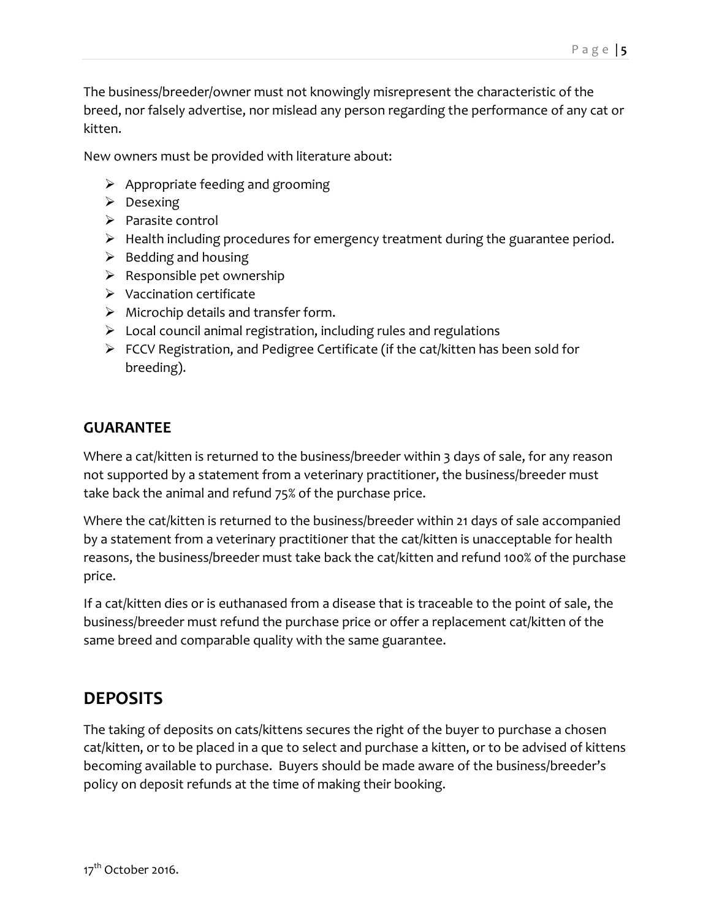The business/breeder/owner must not knowingly misrepresent the characteristic of the breed, nor falsely advertise, nor mislead any person regarding the performance of any cat or kitten.

New owners must be provided with literature about:

- Appropriate feeding and grooming
- Desexing
- Parasite control
- Health including procedures for emergency treatment during the guarantee period.
- Bedding and housing
- Responsible pet ownership
- Vaccination certificate
- Microchip details and transfer form.
- Local council animal registration, including rules and regulations
- FCCV Registration, and Pedigree Certificate (if the cat/kitten has been sold for breeding).

### GUARANTEE

Where a cat/kitten is returned to the business/breeder within 3 days of sale, for any reason not supported by a statement from a veterinary practitioner, the business/breeder must take back the animal and refund 75% of the purchase price.

Where the cat/kitten is returned to the business/breeder within 21 days of sale accompanied by a statement from a veterinary practitioner that the cat/kitten is unacceptable for health reasons, the business/breeder must take back the cat/kitten and refund 100% of the purchase price.

If a cat/kitten dies or is euthanased from a disease that is traceable to the point of sale, the business/breeder must refund the purchase price or offer a replacement cat/kitten of the same breed and comparable quality with the same guarantee.

## DEPOSITS

The taking of deposits on cats/kittens secures the right of the buyer to purchase a chosen cat/kitten, or to be placed in a que to select and purchase a kitten, or to be advised of kittens becoming available to purchase. Buyers should be made aware of the business/breeder's policy on deposit refunds at the time of making their booking.

17th October 2016.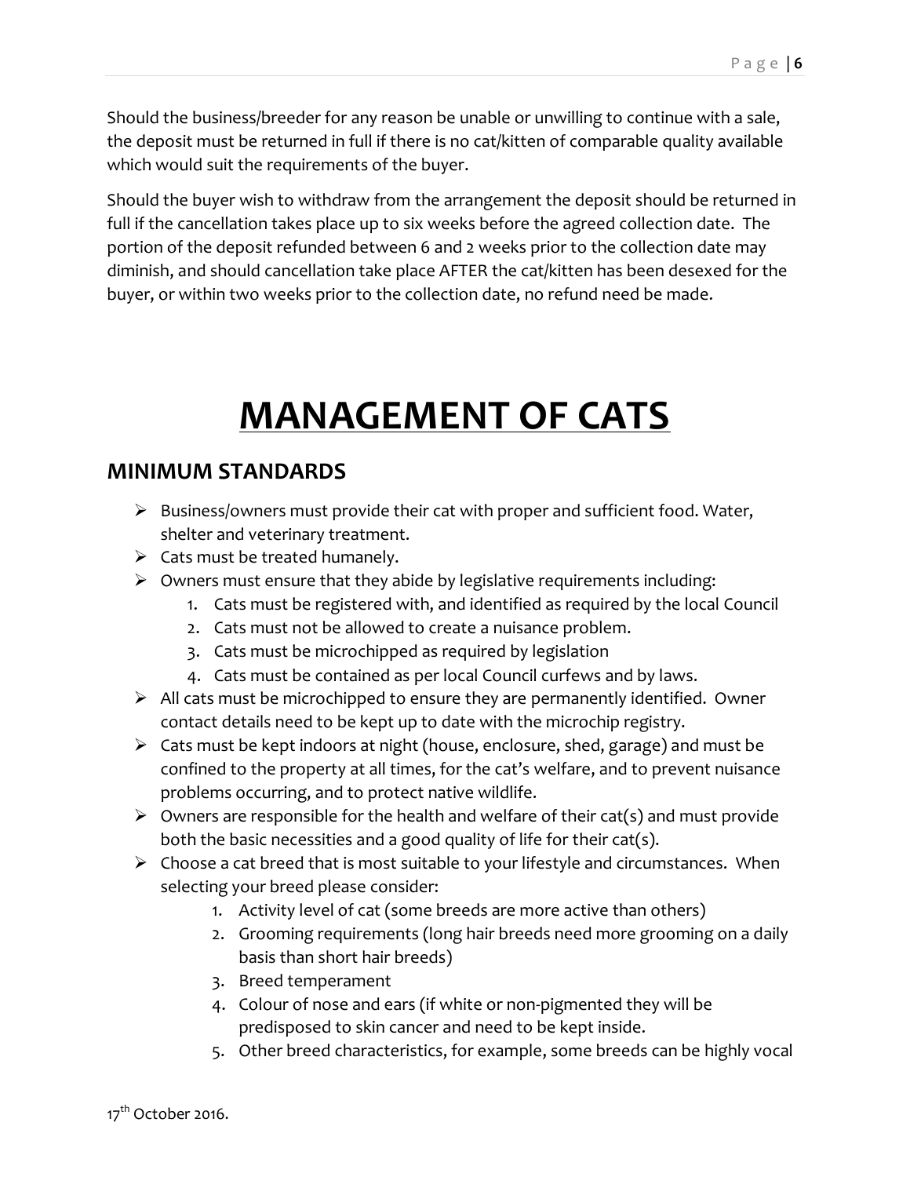Should the business/breeder for any reason be unable or unwilling to continue with a sale, the deposit must be returned in full if there is no cat/kitten of comparable quality available which would suit the requirements of the buyer.

Should the buyer wish to withdraw from the arrangement the deposit should be returned in full if the cancellation takes place up to six weeks before the agreed collection date. The portion of the deposit refunded between 6 and 2 weeks prior to the collection date may diminish, and should cancellation take place AFTER the cat/kitten has been desexed for the buyer, or within two weeks prior to the collection date, no refund need be made.

# MANAGEMENT OF CATS

## MINIMUM STANDARDS

- Business/owners must provide their cat with proper and sufficient food. Water, shelter and veterinary treatment.
- Cats must be treated humanely.
- Owners must ensure that they abide by legislative requirements including:
    1. Cats must be registered with, and identified as required by the local Council
    2. Cats must not be allowed to create a nuisance problem.
    3. Cats must be microchipped as required by legislation
    4. Cats must be contained as per local Council curfews and by laws.
- All cats must be microchipped to ensure they are permanently identified. Owner contact details need to be kept up to date with the microchip registry.
- Cats must be kept indoors at night (house, enclosure, shed, garage) and must be confined to the property at all times, for the cat's welfare, and to prevent nuisance problems occurring, and to protect native wildlife.
- Owners are responsible for the health and welfare of their cat(s) and must provide both the basic necessities and a good quality of life for their cat(s).
- Choose a cat breed that is most suitable to your lifestyle and circumstances. When selecting your breed please consider:
    1. Activity level of cat (some breeds are more active than others)
    2. Grooming requirements (long hair breeds need more grooming on a daily basis than short hair breeds)
    3. Breed temperament
    4. Colour of nose and ears (if white or non-pigmented they will be predisposed to skin cancer and need to be kept inside.
    5. Other breed characteristics, for example, some breeds can be highly vocal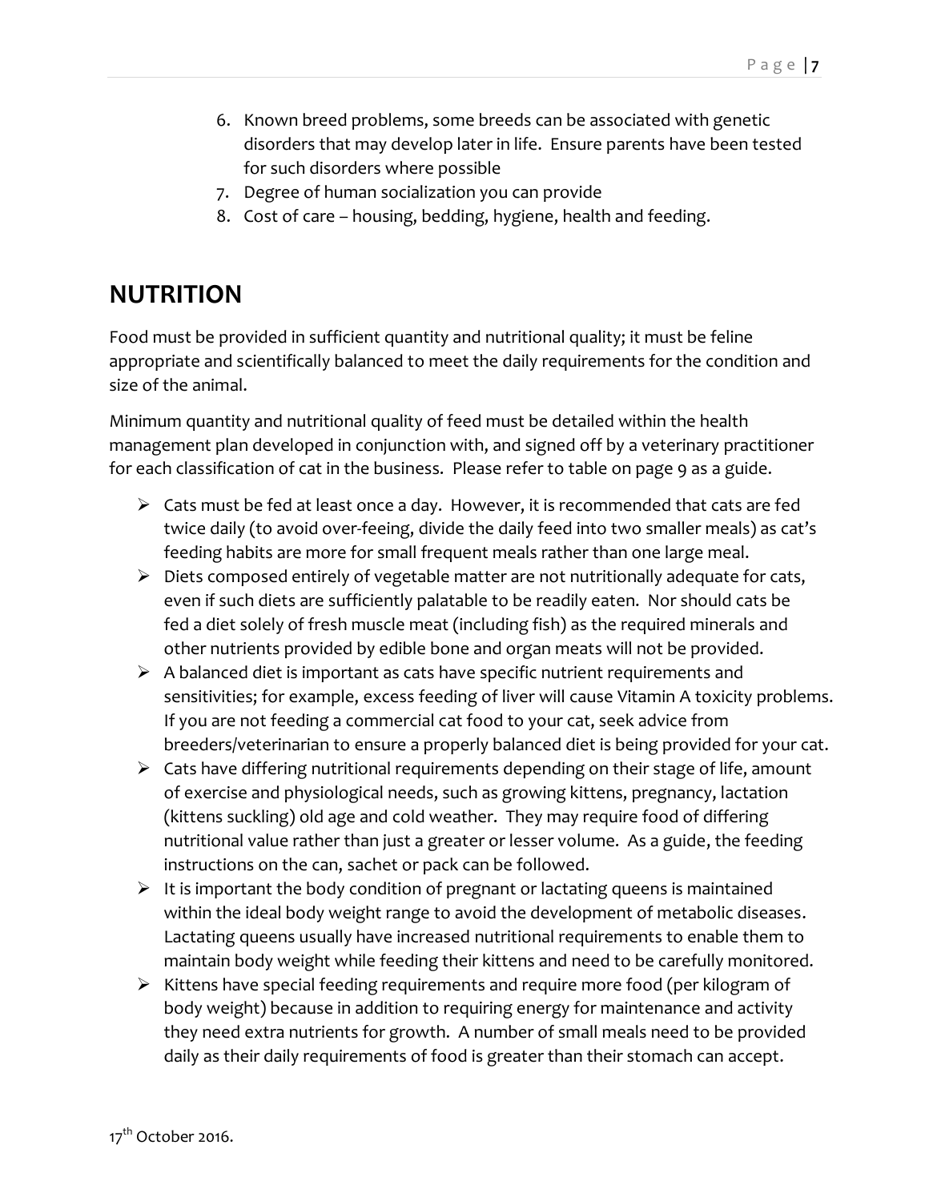6. Known breed problems, some breeds can be associated with genetic disorders that may develop later in life. Ensure parents have been tested for such disorders where possible
7. Degree of human socialization you can provide
8. Cost of care – housing, bedding, hygiene, health and feeding.

# NUTRITION

Food must be provided in sufficient quantity and nutritional quality; it must be feline appropriate and scientifically balanced to meet the daily requirements for the condition and size of the animal.

Minimum quantity and nutritional quality of feed must be detailed within the health management plan developed in conjunction with, and signed off by a veterinary practitioner for each classification of cat in the business. Please refer to table on page 9 as a guide.

- Cats must be fed at least once a day. However, it is recommended that cats are fed twice daily (to avoid over-feeing, divide the daily feed into two smaller meals) as cat's feeding habits are more for small frequent meals rather than one large meal.
- Diets composed entirely of vegetable matter are not nutritionally adequate for cats, even if such diets are sufficiently palatable to be readily eaten. Nor should cats be fed a diet solely of fresh muscle meat (including fish) as the required minerals and other nutrients provided by edible bone and organ meats will not be provided.
- A balanced diet is important as cats have specific nutrient requirements and sensitivities; for example, excess feeding of liver will cause Vitamin A toxicity problems. If you are not feeding a commercial cat food to your cat, seek advice from breeders/veterinarian to ensure a properly balanced diet is being provided for your cat.
- Cats have differing nutritional requirements depending on their stage of life, amount of exercise and physiological needs, such as growing kittens, pregnancy, lactation (kittens suckling) old age and cold weather. They may require food of differing nutritional value rather than just a greater or lesser volume. As a guide, the feeding instructions on the can, sachet or pack can be followed.
- It is important the body condition of pregnant or lactating queens is maintained within the ideal body weight range to avoid the development of metabolic diseases. Lactating queens usually have increased nutritional requirements to enable them to maintain body weight while feeding their kittens and need to be carefully monitored.
- Kittens have special feeding requirements and require more food (per kilogram of body weight) because in addition to requiring energy for maintenance and activity they need extra nutrients for growth. A number of small meals need to be provided daily as their daily requirements of food is greater than their stomach can accept.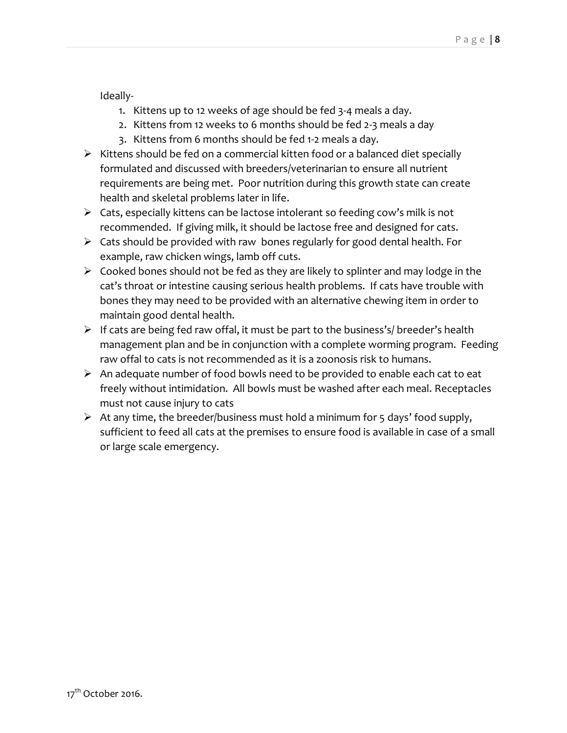Ideally-

1. Kittens up to 12 weeks of age should be fed 3-4 meals a day.
2. Kittens from 12 weeks to 6 months should be fed 2-3 meals a day
3. Kittens from 6 months should be fed 1-2 meals a day.

- Kittens should be fed on a commercial kitten food or a balanced diet specially formulated and discussed with breeders/veterinarian to ensure all nutrient requirements are being met. Poor nutrition during this growth state can create health and skeletal problems later in life.
- Cats, especially kittens can be lactose intolerant so feeding cow's milk is not recommended. If giving milk, it should be lactose free and designed for cats.
- Cats should be provided with raw bones regularly for good dental health. For example, raw chicken wings, lamb off cuts.
- Cooked bones should not be fed as they are likely to splinter and may lodge in the cat's throat or intestine causing serious health problems. If cats have trouble with bones they may need to be provided with an alternative chewing item in order to maintain good dental health.
- If cats are being fed raw offal, it must be part to the business's/ breeder's health management plan and be in conjunction with a complete worming program. Feeding raw offal to cats is not recommended as it is a zoonosis risk to humans.
- An adequate number of food bowls need to be provided to enable each cat to eat freely without intimidation. All bowls must be washed after each meal. Receptacles must not cause injury to cats
- At any time, the breeder/business must hold a minimum for 5 days' food supply, sufficient to feed all cats at the premises to ensure food is available in case of a small or large scale emergency.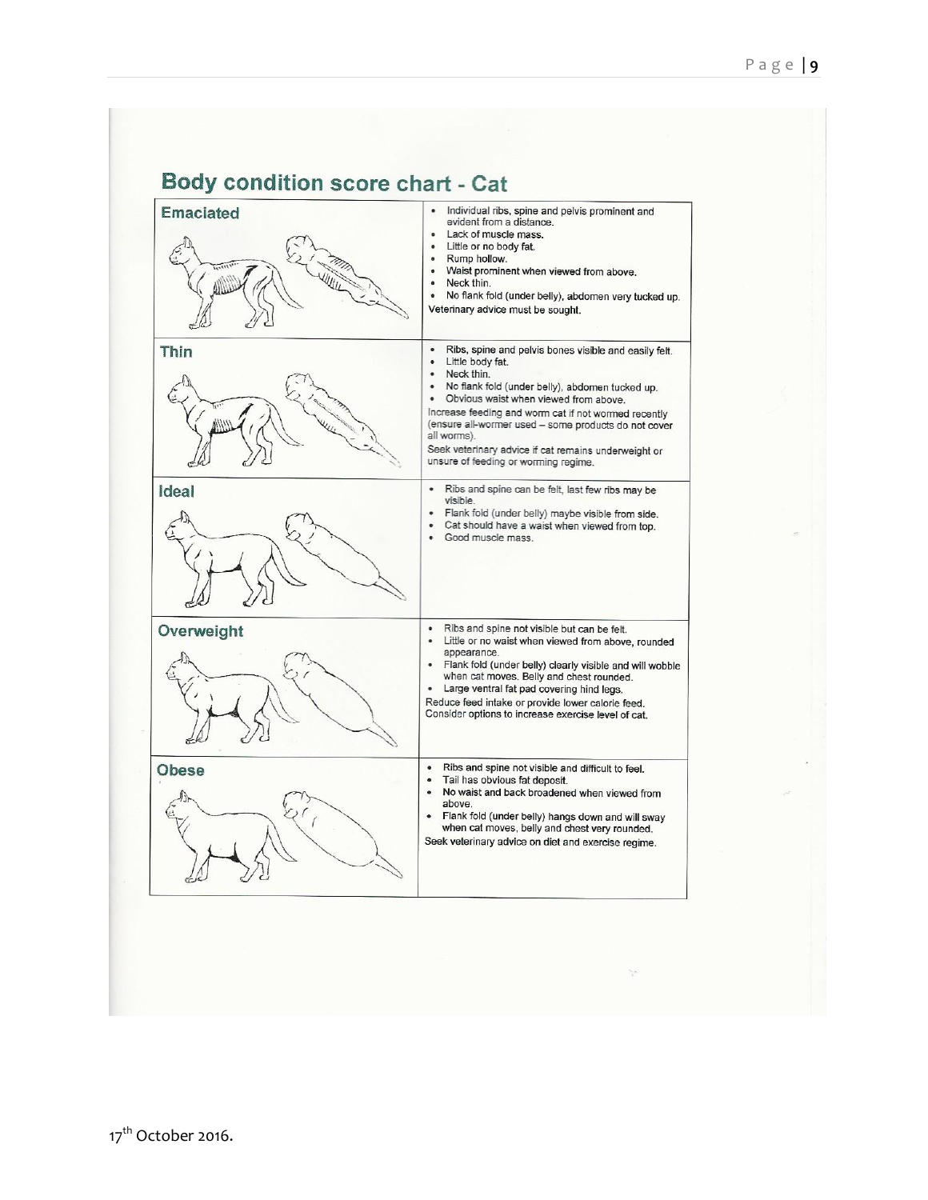## Body condition score chart - Cat

| Condition | Description |
|---|---|
| **Emaciated** | • Individual ribs, spine and pelvis prominent and evident from a distance.<br>• Lack of muscle mass.<br>• Little or no body fat.<br>• Rump hollow.<br>• Waist prominent when viewed from above.<br>• Neck thin.<br>• No flank fold (under belly), abdomen very tucked up.<br>Veterinary advice must be sought. |
| **Thin** | • Ribs, spine and pelvis bones visible and easily felt.<br>• Little body fat.<br>• Neck thin.<br>• No flank fold (under belly), abdomen tucked up.<br>• Obvious waist when viewed from above.<br>Increase feeding and worm cat if not wormed recently (ensure all-wormer used – some products do **not** cover all worms).<br>Seek veterinary advice if cat remains underweight or unsure of feeding or worming regime. |
| **Ideal** | • Ribs and spine can be felt, last few ribs may be visible.<br>• Flank fold (under belly) maybe visible from side.<br>• Cat should have a waist when viewed from top.<br>• Good muscle mass. |
| **Overweight** | • Ribs and spine not visible but can be felt.<br>• Little or no waist when viewed from above, rounded appearance.<br>• Flank fold (under belly) clearly visible and will wobble when cat moves. Belly and chest rounded.<br>• Large ventral fat pad covering hind legs.<br>Reduce feed intake or provide lower calorie feed. Consider options to increase exercise level of cat. |
| **Obese** | • Ribs and spine not visible and difficult to feel.<br>• Tail has obvious fat deposit.<br>• No waist and back broadened when viewed from above.<br>• Flank fold (under belly) hangs down and will sway when cat moves, belly and chest very rounded.<br>Seek veterinary advice on diet and exercise regime. |

17th October 2016.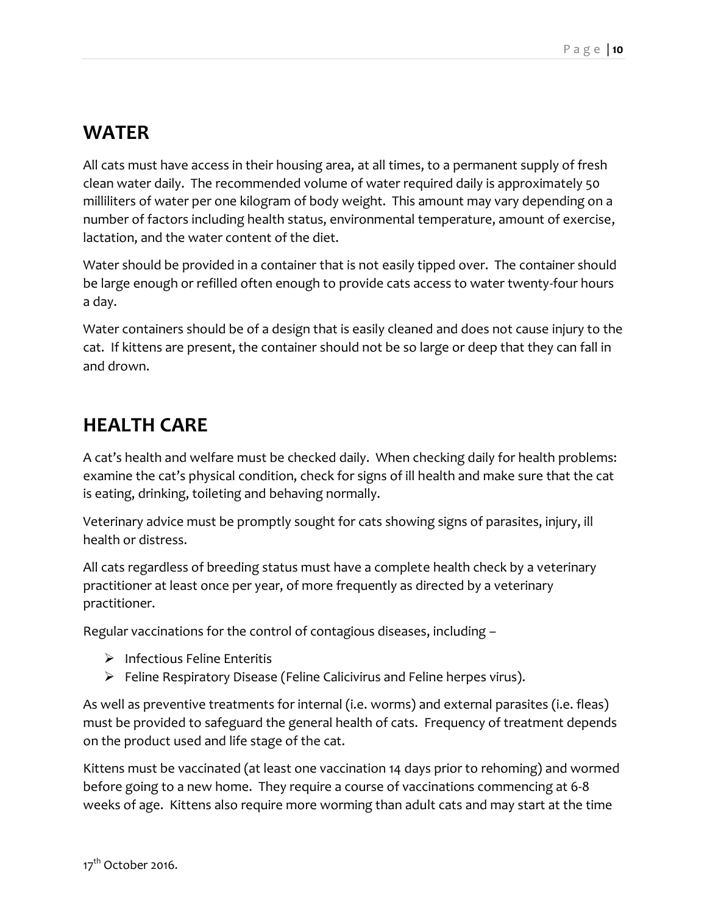## WATER

All cats must have access in their housing area, at all times, to a permanent supply of fresh clean water daily. The recommended volume of water required daily is approximately 50 milliliters of water per one kilogram of body weight. This amount may vary depending on a number of factors including health status, environmental temperature, amount of exercise, lactation, and the water content of the diet.

Water should be provided in a container that is not easily tipped over. The container should be large enough or refilled often enough to provide cats access to water twenty-four hours a day.

Water containers should be of a design that is easily cleaned and does not cause injury to the cat. If kittens are present, the container should not be so large or deep that they can fall in and drown.

## HEALTH CARE

A cat's health and welfare must be checked daily. When checking daily for health problems: examine the cat's physical condition, check for signs of ill health and make sure that the cat is eating, drinking, toileting and behaving normally.

Veterinary advice must be promptly sought for cats showing signs of parasites, injury, ill health or distress.

All cats regardless of breeding status must have a complete health check by a veterinary practitioner at least once per year, of more frequently as directed by a veterinary practitioner.

Regular vaccinations for the control of contagious diseases, including –

- Infectious Feline Enteritis
- Feline Respiratory Disease (Feline Calicivirus and Feline herpes virus).

As well as preventive treatments for internal (i.e. worms) and external parasites (i.e. fleas) must be provided to safeguard the general health of cats. Frequency of treatment depends on the product used and life stage of the cat.

Kittens must be vaccinated (at least one vaccination 14 days prior to rehoming) and wormed before going to a new home. They require a course of vaccinations commencing at 6-8 weeks of age. Kittens also require more worming than adult cats and may start at the time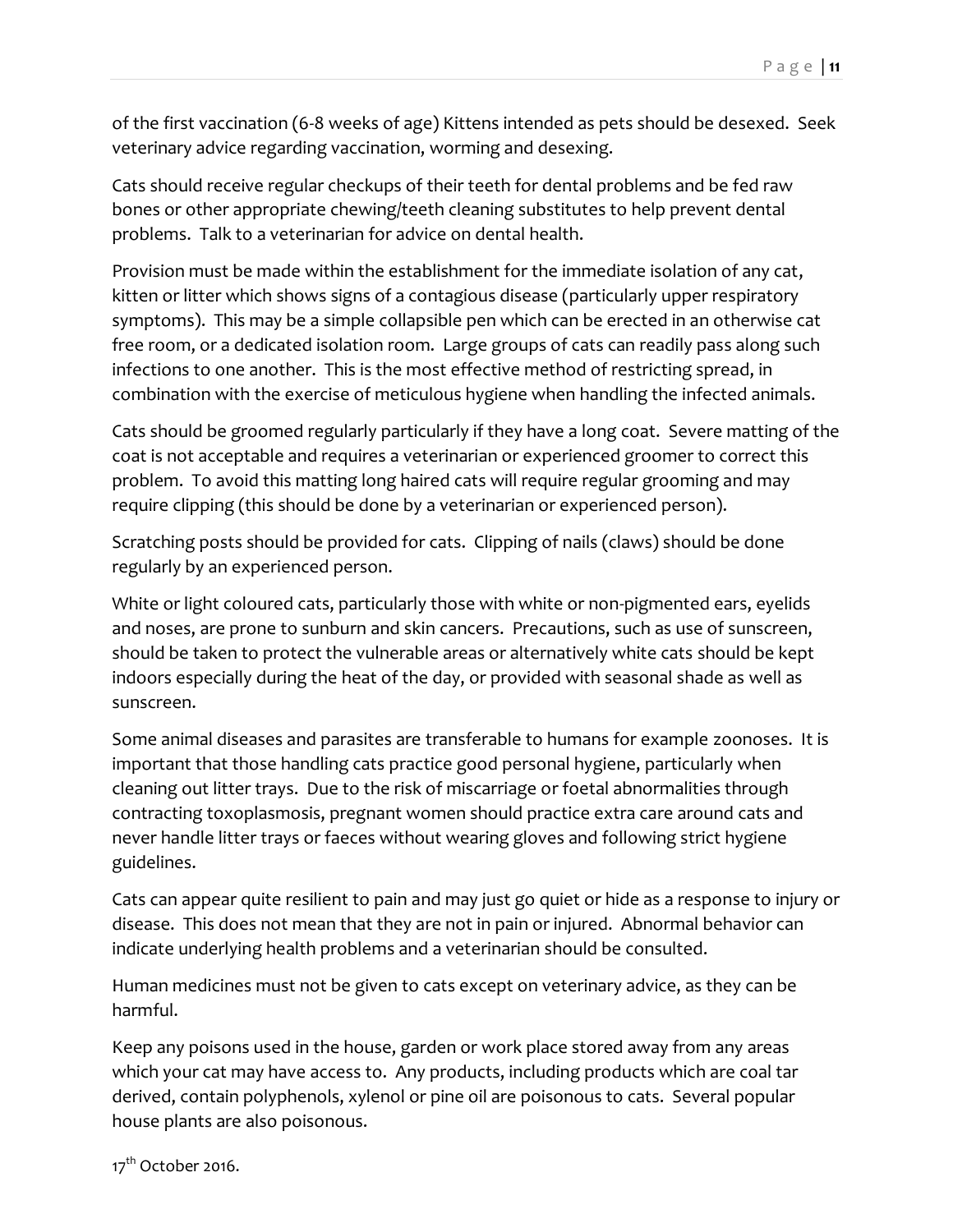of the first vaccination (6-8 weeks of age) Kittens intended as pets should be desexed. Seek veterinary advice regarding vaccination, worming and desexing.

Cats should receive regular checkups of their teeth for dental problems and be fed raw bones or other appropriate chewing/teeth cleaning substitutes to help prevent dental problems. Talk to a veterinarian for advice on dental health.

Provision must be made within the establishment for the immediate isolation of any cat, kitten or litter which shows signs of a contagious disease (particularly upper respiratory symptoms). This may be a simple collapsible pen which can be erected in an otherwise cat free room, or a dedicated isolation room. Large groups of cats can readily pass along such infections to one another. This is the most effective method of restricting spread, in combination with the exercise of meticulous hygiene when handling the infected animals.

Cats should be groomed regularly particularly if they have a long coat. Severe matting of the coat is not acceptable and requires a veterinarian or experienced groomer to correct this problem. To avoid this matting long haired cats will require regular grooming and may require clipping (this should be done by a veterinarian or experienced person).

Scratching posts should be provided for cats. Clipping of nails (claws) should be done regularly by an experienced person.

White or light coloured cats, particularly those with white or non-pigmented ears, eyelids and noses, are prone to sunburn and skin cancers. Precautions, such as use of sunscreen, should be taken to protect the vulnerable areas or alternatively white cats should be kept indoors especially during the heat of the day, or provided with seasonal shade as well as sunscreen.

Some animal diseases and parasites are transferable to humans for example zoonoses. It is important that those handling cats practice good personal hygiene, particularly when cleaning out litter trays. Due to the risk of miscarriage or foetal abnormalities through contracting toxoplasmosis, pregnant women should practice extra care around cats and never handle litter trays or faeces without wearing gloves and following strict hygiene guidelines.

Cats can appear quite resilient to pain and may just go quiet or hide as a response to injury or disease. This does not mean that they are not in pain or injured. Abnormal behavior can indicate underlying health problems and a veterinarian should be consulted.

Human medicines must not be given to cats except on veterinary advice, as they can be harmful.

Keep any poisons used in the house, garden or work place stored away from any areas which your cat may have access to. Any products, including products which are coal tar derived, contain polyphenols, xylenol or pine oil are poisonous to cats. Several popular house plants are also poisonous.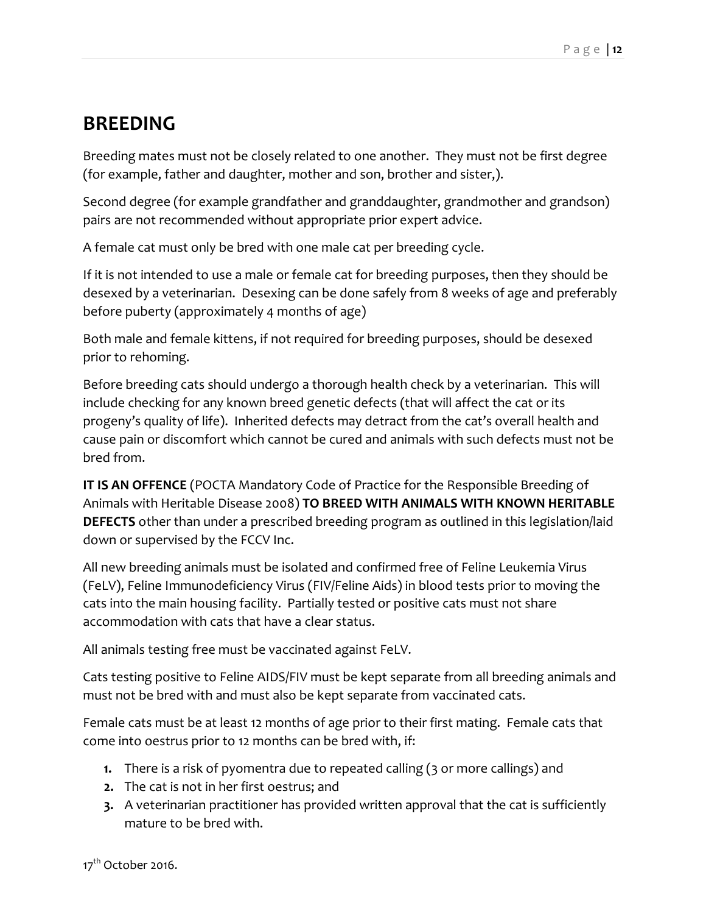# BREEDING

Breeding mates must not be closely related to one another. They must not be first degree (for example, father and daughter, mother and son, brother and sister,).

Second degree (for example grandfather and granddaughter, grandmother and grandson) pairs are not recommended without appropriate prior expert advice.

A female cat must only be bred with one male cat per breeding cycle.

If it is not intended to use a male or female cat for breeding purposes, then they should be desexed by a veterinarian. Desexing can be done safely from 8 weeks of age and preferably before puberty (approximately 4 months of age)

Both male and female kittens, if not required for breeding purposes, should be desexed prior to rehoming.

Before breeding cats should undergo a thorough health check by a veterinarian. This will include checking for any known breed genetic defects (that will affect the cat or its progeny's quality of life). Inherited defects may detract from the cat's overall health and cause pain or discomfort which cannot be cured and animals with such defects must not be bred from.

**IT IS AN OFFENCE** (POCTA Mandatory Code of Practice for the Responsible Breeding of Animals with Heritable Disease 2008) **TO BREED WITH ANIMALS WITH KNOWN HERITABLE DEFECTS** other than under a prescribed breeding program as outlined in this legislation/laid down or supervised by the FCCV Inc.

All new breeding animals must be isolated and confirmed free of Feline Leukemia Virus (FeLV), Feline Immunodeficiency Virus (FIV/Feline Aids) in blood tests prior to moving the cats into the main housing facility. Partially tested or positive cats must not share accommodation with cats that have a clear status.

All animals testing free must be vaccinated against FeLV.

Cats testing positive to Feline AIDS/FIV must be kept separate from all breeding animals and must not be bred with and must also be kept separate from vaccinated cats.

Female cats must be at least 12 months of age prior to their first mating. Female cats that come into oestrus prior to 12 months can be bred with, if:

1. There is a risk of pyomentra due to repeated calling (3 or more callings) and
2. The cat is not in her first oestrus; and
3. A veterinarian practitioner has provided written approval that the cat is sufficiently mature to be bred with.

17th October 2016.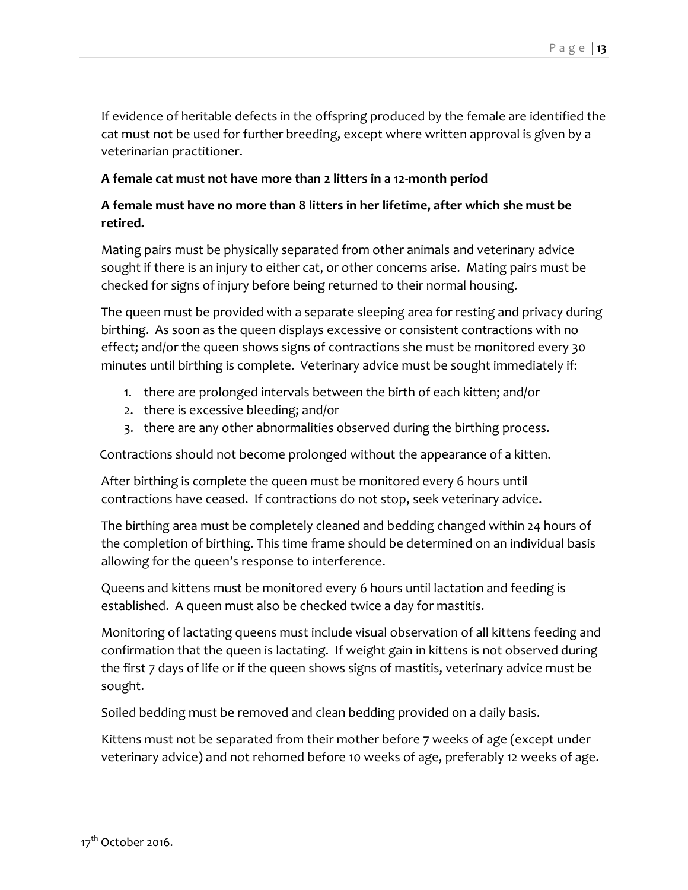If evidence of heritable defects in the offspring produced by the female are identified the cat must not be used for further breeding, except where written approval is given by a veterinarian practitioner.

**A female cat must not have more than 2 litters in a 12-month period**

**A female must have no more than 8 litters in her lifetime, after which she must be retired.**

Mating pairs must be physically separated from other animals and veterinary advice sought if there is an injury to either cat, or other concerns arise. Mating pairs must be checked for signs of injury before being returned to their normal housing.

The queen must be provided with a separate sleeping area for resting and privacy during birthing. As soon as the queen displays excessive or consistent contractions with no effect; and/or the queen shows signs of contractions she must be monitored every 30 minutes until birthing is complete. Veterinary advice must be sought immediately if:

1. there are prolonged intervals between the birth of each kitten; and/or
2. there is excessive bleeding; and/or
3. there are any other abnormalities observed during the birthing process.

Contractions should not become prolonged without the appearance of a kitten.

After birthing is complete the queen must be monitored every 6 hours until contractions have ceased. If contractions do not stop, seek veterinary advice.

The birthing area must be completely cleaned and bedding changed within 24 hours of the completion of birthing. This time frame should be determined on an individual basis allowing for the queen's response to interference.

Queens and kittens must be monitored every 6 hours until lactation and feeding is established. A queen must also be checked twice a day for mastitis.

Monitoring of lactating queens must include visual observation of all kittens feeding and confirmation that the queen is lactating. If weight gain in kittens is not observed during the first 7 days of life or if the queen shows signs of mastitis, veterinary advice must be sought.

Soiled bedding must be removed and clean bedding provided on a daily basis.

Kittens must not be separated from their mother before 7 weeks of age (except under veterinary advice) and not rehomed before 10 weeks of age, preferably 12 weeks of age.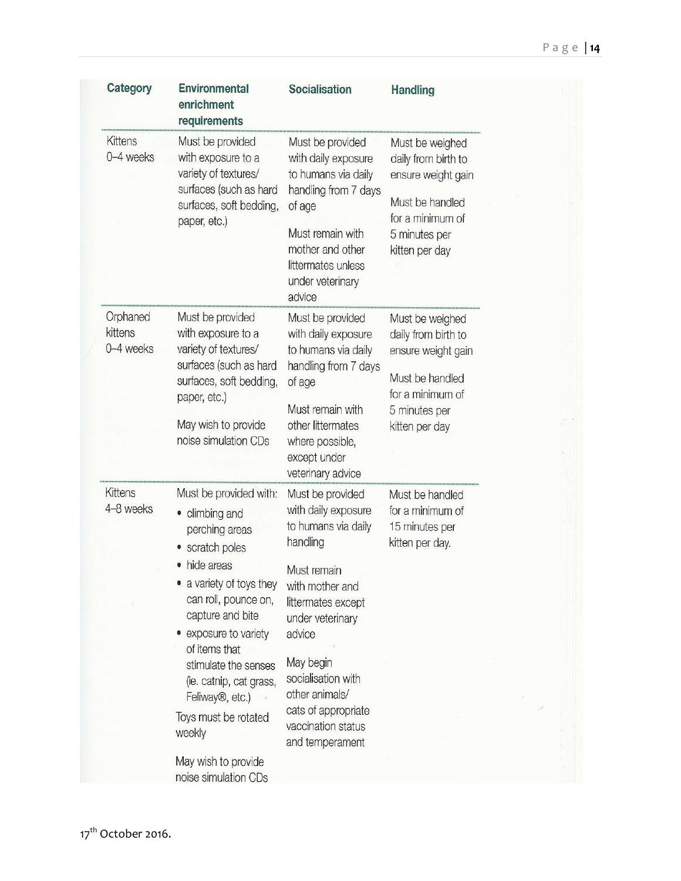| Category | Environmental enrichment requirements | Socialisation | Handling |
|---|---|---|---|
| Kittens 0–4 weeks | Must be provided with exposure to a variety of textures/ surfaces (such as hard surfaces, soft bedding, paper, etc.) | Must be provided with daily exposure to humans via daily handling from 7 days of age<br><br>Must remain with mother and other littermates unless under veterinary advice | Must be weighed daily from birth to ensure weight gain<br><br>Must be handled for a minimum of 5 minutes per kitten per day |
| Orphaned kittens 0–4 weeks | Must be provided with exposure to a variety of textures/ surfaces (such as hard surfaces, soft bedding, paper, etc.)<br><br>May wish to provide noise simulation CDs | Must be provided with daily exposure to humans via daily handling from 7 days of age<br><br>Must remain with other littermates where possible, except under veterinary advice | Must be weighed daily from birth to ensure weight gain<br><br>Must be handled for a minimum of 5 minutes per kitten per day |
| Kittens 4–8 weeks | Must be provided with:<br>• climbing and perching areas<br>• scratch poles<br>• hide areas<br>• a variety of toys they can roll, pounce on, capture and bite<br>• exposure to variety of items that stimulate the senses (ie. catnip, cat grass, Feliway®, etc.)<br><br>Toys must be rotated weekly<br><br>May wish to provide noise simulation CDs | Must be provided with daily exposure to humans via daily handling<br><br>Must remain with mother and littermates except under veterinary advice<br><br>May begin socialisation with other animals/ cats of appropriate vaccination status and temperament | Must be handled for a minimum of 15 minutes per kitten per day. |

17th October 2016.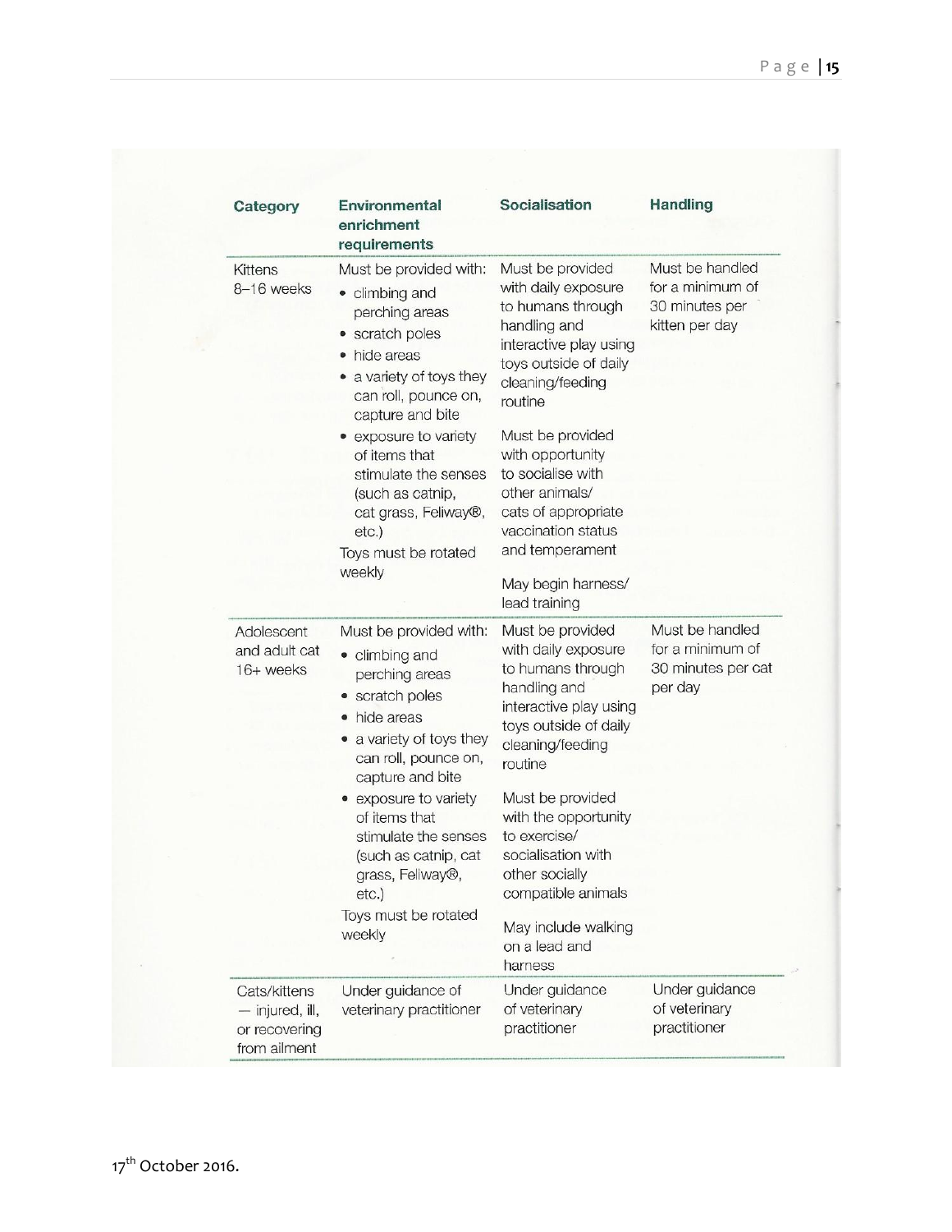| Category | Environmental enrichment requirements | Socialisation | Handling |
|---|---|---|---|
| Kittens 8–16 weeks | Must be provided with: <br>• climbing and perching areas <br>• scratch poles <br>• hide areas <br>• a variety of toys they can roll, pounce on, capture and bite <br>• exposure to variety of items that stimulate the senses (such as catnip, cat grass, Feliway®, etc.) <br>Toys must be rotated weekly | Must be provided with daily exposure to humans through handling and interactive play using toys outside of daily cleaning/feeding routine <br><br>Must be provided with opportunity to socialise with other animals/ cats of appropriate vaccination status and temperament <br><br>May begin harness/ lead training | Must be handled for a minimum of 30 minutes per kitten per day |
| Adolescent and adult cat 16+ weeks | Must be provided with: <br>• climbing and perching areas <br>• scratch poles <br>• hide areas <br>• a variety of toys they can roll, pounce on, capture and bite <br>• exposure to variety of items that stimulate the senses (such as catnip, cat grass, Feliway®, etc.) <br>Toys must be rotated weekly | Must be provided with daily exposure to humans through handling and interactive play using toys outside of daily cleaning/feeding routine <br><br>Must be provided with the opportunity to exercise/ socialisation with other socially compatible animals <br><br>May include walking on a lead and harness | Must be handled for a minimum of 30 minutes per cat per day |
| Cats/kittens — injured, ill, or recovering from ailment | Under guidance of veterinary practitioner | Under guidance of veterinary practitioner | Under guidance of veterinary practitioner |

17th October 2016.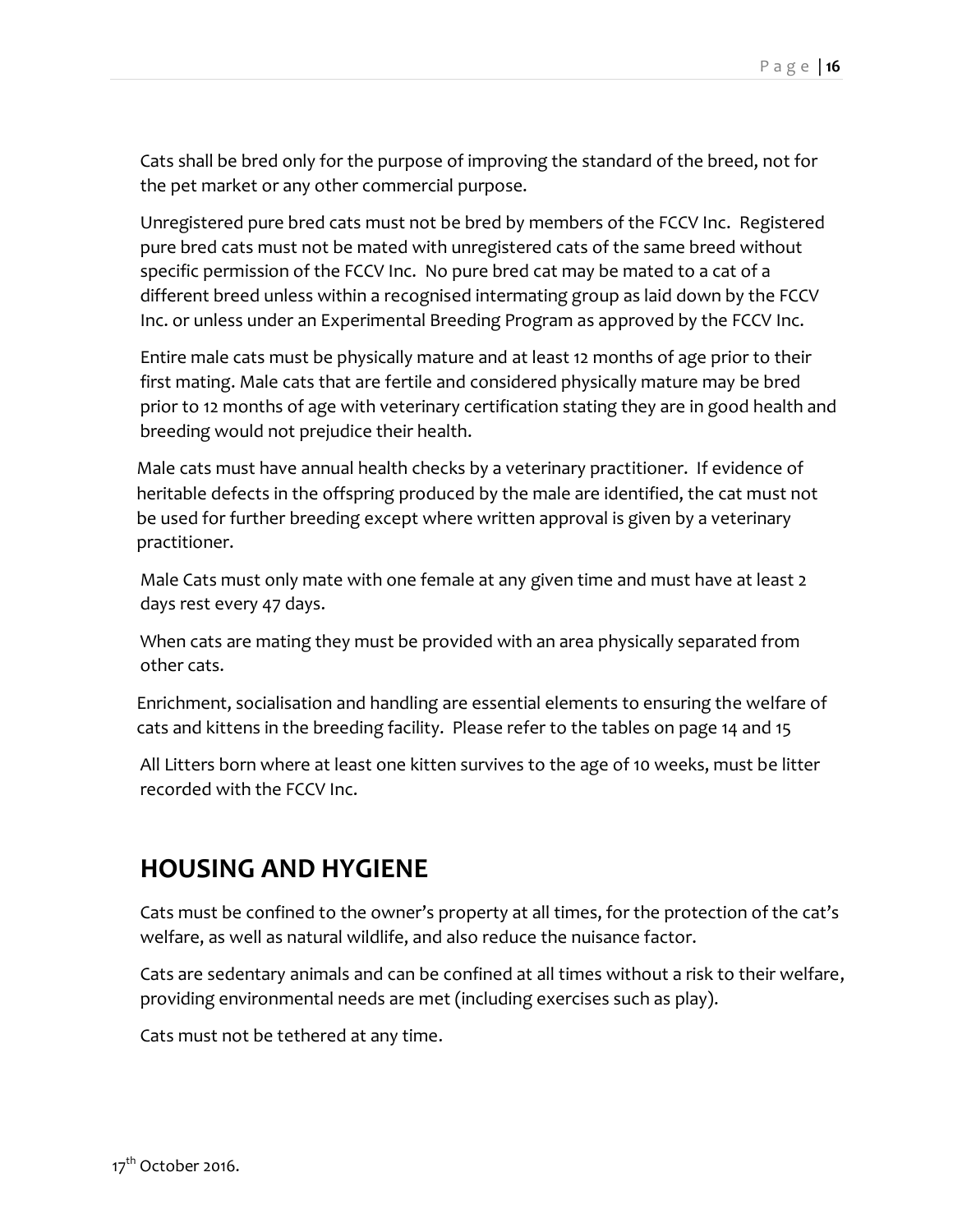Cats shall be bred only for the purpose of improving the standard of the breed, not for the pet market or any other commercial purpose.

Unregistered pure bred cats must not be bred by members of the FCCV Inc. Registered pure bred cats must not be mated with unregistered cats of the same breed without specific permission of the FCCV Inc. No pure bred cat may be mated to a cat of a different breed unless within a recognised intermating group as laid down by the FCCV Inc. or unless under an Experimental Breeding Program as approved by the FCCV Inc.

Entire male cats must be physically mature and at least 12 months of age prior to their first mating. Male cats that are fertile and considered physically mature may be bred prior to 12 months of age with veterinary certification stating they are in good health and breeding would not prejudice their health.

Male cats must have annual health checks by a veterinary practitioner. If evidence of heritable defects in the offspring produced by the male are identified, the cat must not be used for further breeding except where written approval is given by a veterinary practitioner.

Male Cats must only mate with one female at any given time and must have at least 2 days rest every 47 days.

When cats are mating they must be provided with an area physically separated from other cats.

Enrichment, socialisation and handling are essential elements to ensuring the welfare of cats and kittens in the breeding facility. Please refer to the tables on page 14 and 15

All Litters born where at least one kitten survives to the age of 10 weeks, must be litter recorded with the FCCV Inc.

## HOUSING AND HYGIENE

Cats must be confined to the owner's property at all times, for the protection of the cat's welfare, as well as natural wildlife, and also reduce the nuisance factor.

Cats are sedentary animals and can be confined at all times without a risk to their welfare, providing environmental needs are met (including exercises such as play).

Cats must not be tethered at any time.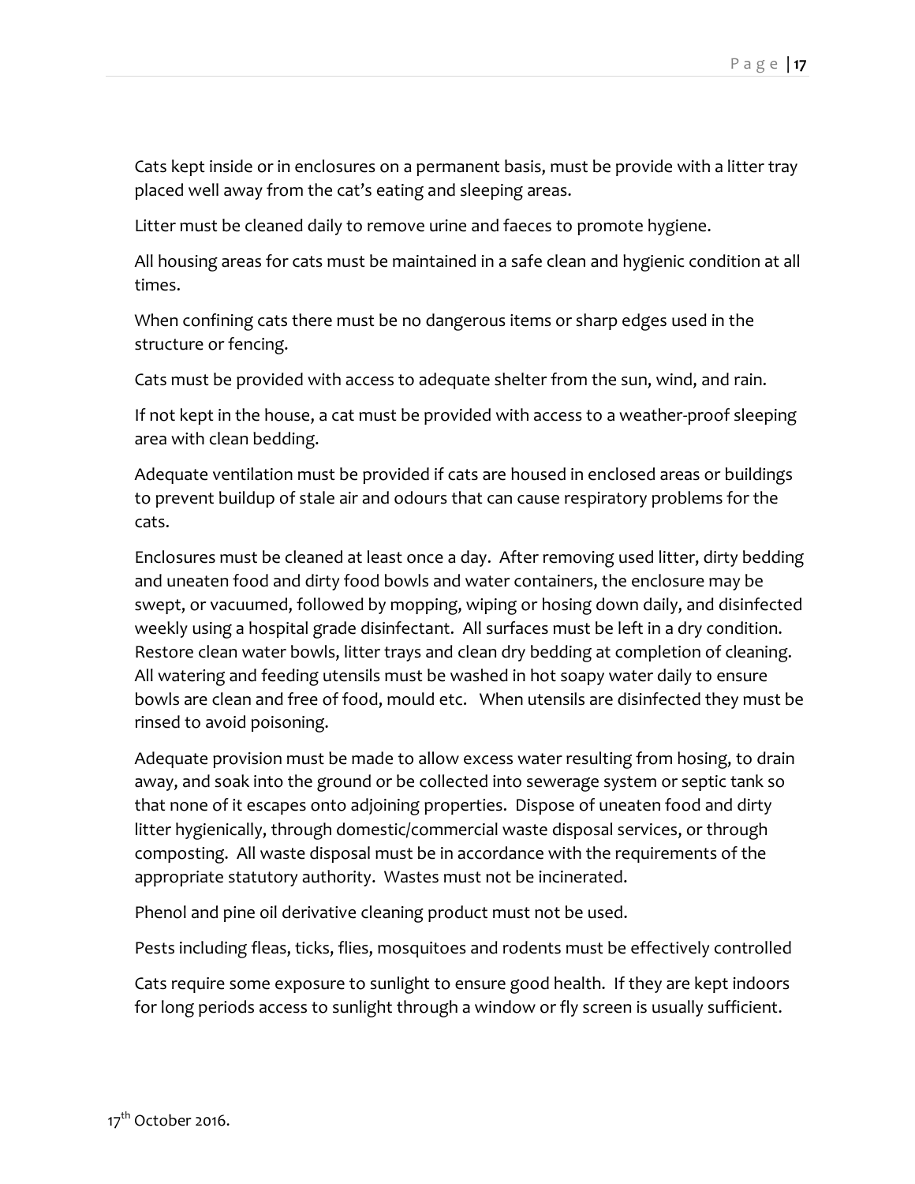Cats kept inside or in enclosures on a permanent basis, must be provide with a litter tray placed well away from the cat's eating and sleeping areas.

Litter must be cleaned daily to remove urine and faeces to promote hygiene.

All housing areas for cats must be maintained in a safe clean and hygienic condition at all times.

When confining cats there must be no dangerous items or sharp edges used in the structure or fencing.

Cats must be provided with access to adequate shelter from the sun, wind, and rain.

If not kept in the house, a cat must be provided with access to a weather-proof sleeping area with clean bedding.

Adequate ventilation must be provided if cats are housed in enclosed areas or buildings to prevent buildup of stale air and odours that can cause respiratory problems for the cats.

Enclosures must be cleaned at least once a day. After removing used litter, dirty bedding and uneaten food and dirty food bowls and water containers, the enclosure may be swept, or vacuumed, followed by mopping, wiping or hosing down daily, and disinfected weekly using a hospital grade disinfectant. All surfaces must be left in a dry condition. Restore clean water bowls, litter trays and clean dry bedding at completion of cleaning. All watering and feeding utensils must be washed in hot soapy water daily to ensure bowls are clean and free of food, mould etc. When utensils are disinfected they must be rinsed to avoid poisoning.

Adequate provision must be made to allow excess water resulting from hosing, to drain away, and soak into the ground or be collected into sewerage system or septic tank so that none of it escapes onto adjoining properties. Dispose of uneaten food and dirty litter hygienically, through domestic/commercial waste disposal services, or through composting. All waste disposal must be in accordance with the requirements of the appropriate statutory authority. Wastes must not be incinerated.

Phenol and pine oil derivative cleaning product must not be used.

Pests including fleas, ticks, flies, mosquitoes and rodents must be effectively controlled

Cats require some exposure to sunlight to ensure good health. If they are kept indoors for long periods access to sunlight through a window or fly screen is usually sufficient.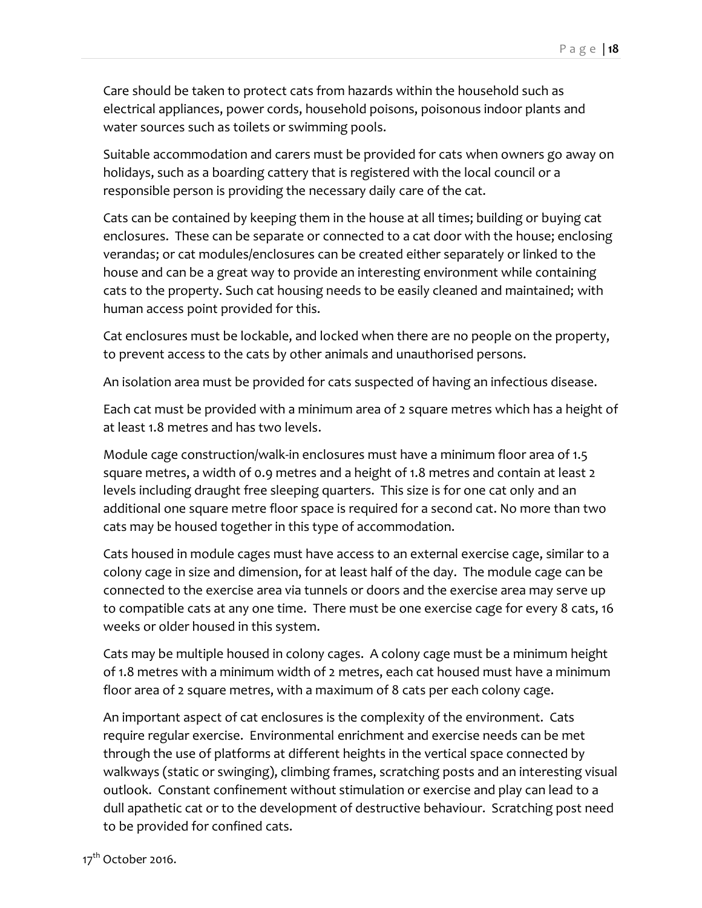Care should be taken to protect cats from hazards within the household such as electrical appliances, power cords, household poisons, poisonous indoor plants and water sources such as toilets or swimming pools.

Suitable accommodation and carers must be provided for cats when owners go away on holidays, such as a boarding cattery that is registered with the local council or a responsible person is providing the necessary daily care of the cat.

Cats can be contained by keeping them in the house at all times; building or buying cat enclosures. These can be separate or connected to a cat door with the house; enclosing verandas; or cat modules/enclosures can be created either separately or linked to the house and can be a great way to provide an interesting environment while containing cats to the property. Such cat housing needs to be easily cleaned and maintained; with human access point provided for this.

Cat enclosures must be lockable, and locked when there are no people on the property, to prevent access to the cats by other animals and unauthorised persons.

An isolation area must be provided for cats suspected of having an infectious disease.

Each cat must be provided with a minimum area of 2 square metres which has a height of at least 1.8 metres and has two levels.

Module cage construction/walk-in enclosures must have a minimum floor area of 1.5 square metres, a width of 0.9 metres and a height of 1.8 metres and contain at least 2 levels including draught free sleeping quarters. This size is for one cat only and an additional one square metre floor space is required for a second cat. No more than two cats may be housed together in this type of accommodation.

Cats housed in module cages must have access to an external exercise cage, similar to a colony cage in size and dimension, for at least half of the day. The module cage can be connected to the exercise area via tunnels or doors and the exercise area may serve up to compatible cats at any one time. There must be one exercise cage for every 8 cats, 16 weeks or older housed in this system.

Cats may be multiple housed in colony cages. A colony cage must be a minimum height of 1.8 metres with a minimum width of 2 metres, each cat housed must have a minimum floor area of 2 square metres, with a maximum of 8 cats per each colony cage.

An important aspect of cat enclosures is the complexity of the environment. Cats require regular exercise. Environmental enrichment and exercise needs can be met through the use of platforms at different heights in the vertical space connected by walkways (static or swinging), climbing frames, scratching posts and an interesting visual outlook. Constant confinement without stimulation or exercise and play can lead to a dull apathetic cat or to the development of destructive behaviour. Scratching post need to be provided for confined cats.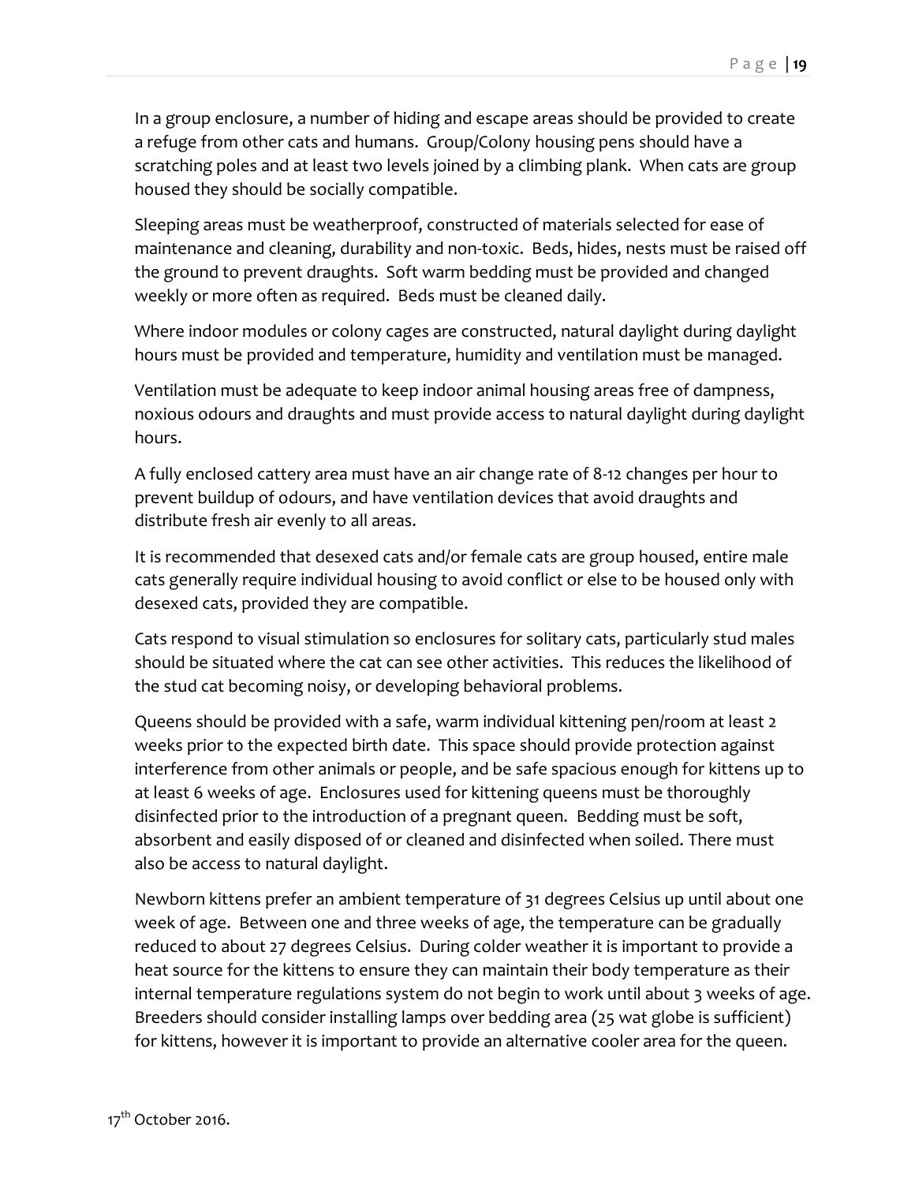In a group enclosure, a number of hiding and escape areas should be provided to create a refuge from other cats and humans.  Group/Colony housing pens should have a scratching poles and at least two levels joined by a climbing plank.  When cats are group housed they should be socially compatible.

Sleeping areas must be weatherproof, constructed of materials selected for ease of maintenance and cleaning, durability and non-toxic.  Beds, hides, nests must be raised off the ground to prevent draughts.  Soft warm bedding must be provided and changed weekly or more often as required.  Beds must be cleaned daily.

Where indoor modules or colony cages are constructed, natural daylight during daylight hours must be provided and temperature, humidity and ventilation must be managed.

Ventilation must be adequate to keep indoor animal housing areas free of dampness, noxious odours and draughts and must provide access to natural daylight during daylight hours.

A fully enclosed cattery area must have an air change rate of 8-12 changes per hour to prevent buildup of odours, and have ventilation devices that avoid draughts and distribute fresh air evenly to all areas.

It is recommended that desexed cats and/or female cats are group housed, entire male cats generally require individual housing to avoid conflict or else to be housed only with desexed cats, provided they are compatible.

Cats respond to visual stimulation so enclosures for solitary cats, particularly stud males should be situated where the cat can see other activities.  This reduces the likelihood of the stud cat becoming noisy, or developing behavioral problems.

Queens should be provided with a safe, warm individual kittening pen/room at least 2 weeks prior to the expected birth date.  This space should provide protection against interference from other animals or people, and be safe spacious enough for kittens up to at least 6 weeks of age.  Enclosures used for kittening queens must be thoroughly disinfected prior to the introduction of a pregnant queen.  Bedding must be soft, absorbent and easily disposed of or cleaned and disinfected when soiled. There must also be access to natural daylight.

Newborn kittens prefer an ambient temperature of 31 degrees Celsius up until about one week of age.  Between one and three weeks of age, the temperature can be gradually reduced to about 27 degrees Celsius.  During colder weather it is important to provide a heat source for the kittens to ensure they can maintain their body temperature as their internal temperature regulations system do not begin to work until about 3 weeks of age.  Breeders should consider installing lamps over bedding area (25 wat globe is sufficient) for kittens, however it is important to provide an alternative cooler area for the queen.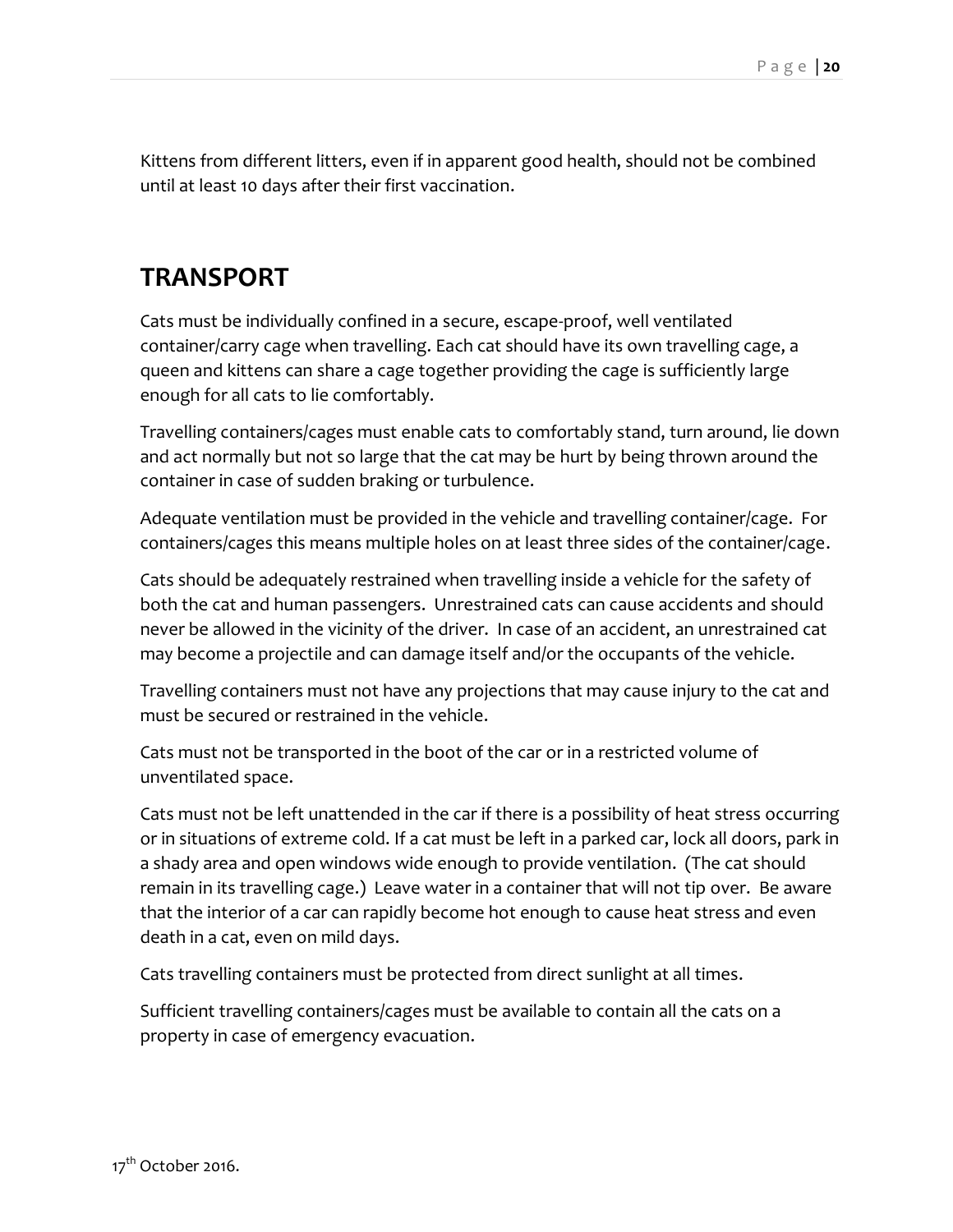Kittens from different litters, even if in apparent good health, should not be combined until at least 10 days after their first vaccination.

## TRANSPORT

Cats must be individually confined in a secure, escape-proof, well ventilated container/carry cage when travelling. Each cat should have its own travelling cage, a queen and kittens can share a cage together providing the cage is sufficiently large enough for all cats to lie comfortably.

Travelling containers/cages must enable cats to comfortably stand, turn around, lie down and act normally but not so large that the cat may be hurt by being thrown around the container in case of sudden braking or turbulence.

Adequate ventilation must be provided in the vehicle and travelling container/cage. For containers/cages this means multiple holes on at least three sides of the container/cage.

Cats should be adequately restrained when travelling inside a vehicle for the safety of both the cat and human passengers. Unrestrained cats can cause accidents and should never be allowed in the vicinity of the driver. In case of an accident, an unrestrained cat may become a projectile and can damage itself and/or the occupants of the vehicle.

Travelling containers must not have any projections that may cause injury to the cat and must be secured or restrained in the vehicle.

Cats must not be transported in the boot of the car or in a restricted volume of unventilated space.

Cats must not be left unattended in the car if there is a possibility of heat stress occurring or in situations of extreme cold. If a cat must be left in a parked car, lock all doors, park in a shady area and open windows wide enough to provide ventilation. (The cat should remain in its travelling cage.) Leave water in a container that will not tip over. Be aware that the interior of a car can rapidly become hot enough to cause heat stress and even death in a cat, even on mild days.

Cats travelling containers must be protected from direct sunlight at all times.

Sufficient travelling containers/cages must be available to contain all the cats on a property in case of emergency evacuation.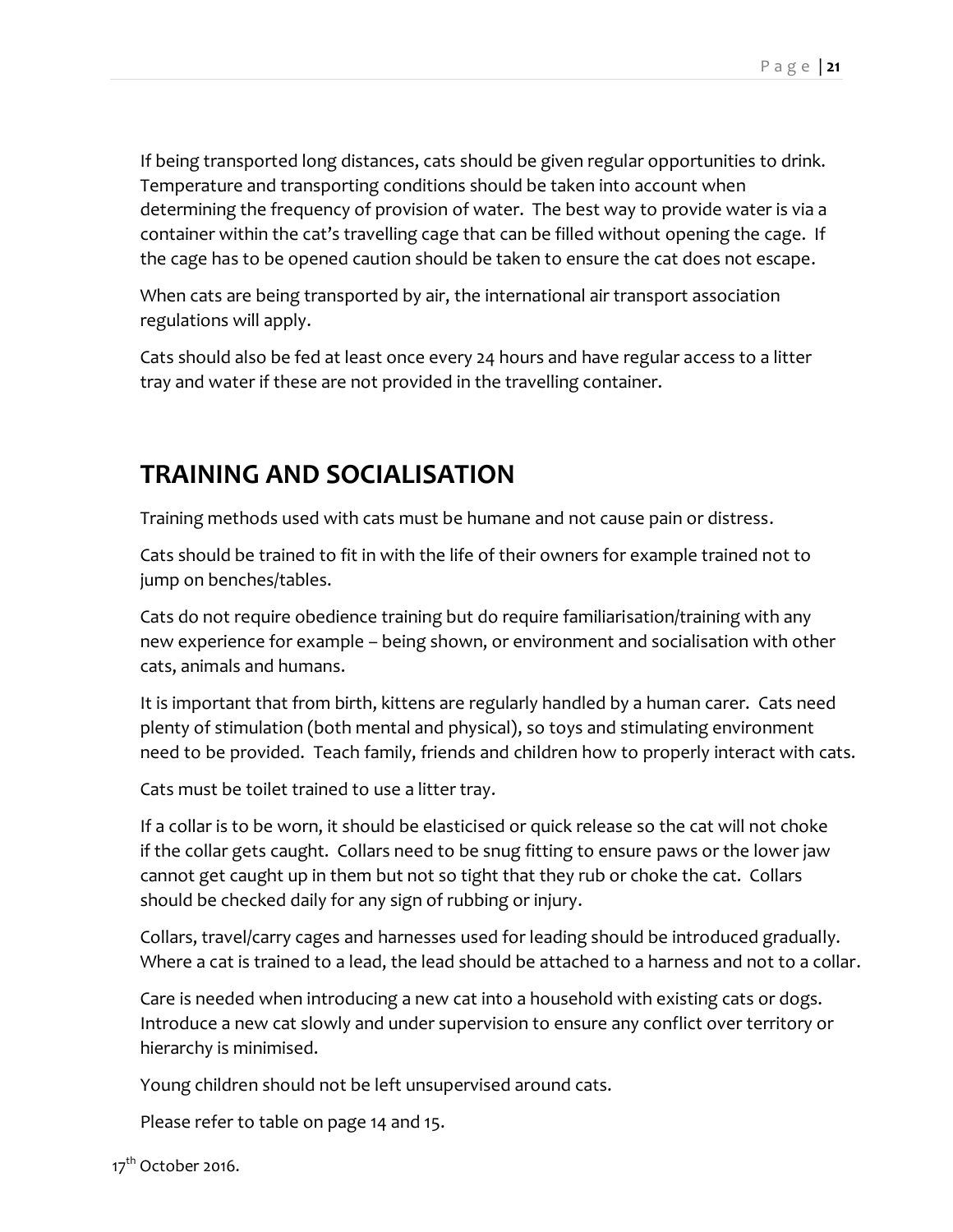If being transported long distances, cats should be given regular opportunities to drink. Temperature and transporting conditions should be taken into account when determining the frequency of provision of water. The best way to provide water is via a container within the cat's travelling cage that can be filled without opening the cage. If the cage has to be opened caution should be taken to ensure the cat does not escape.

When cats are being transported by air, the international air transport association regulations will apply.

Cats should also be fed at least once every 24 hours and have regular access to a litter tray and water if these are not provided in the travelling container.

## TRAINING AND SOCIALISATION

Training methods used with cats must be humane and not cause pain or distress.

Cats should be trained to fit in with the life of their owners for example trained not to jump on benches/tables.

Cats do not require obedience training but do require familiarisation/training with any new experience for example – being shown, or environment and socialisation with other cats, animals and humans.

It is important that from birth, kittens are regularly handled by a human carer. Cats need plenty of stimulation (both mental and physical), so toys and stimulating environment need to be provided. Teach family, friends and children how to properly interact with cats.

Cats must be toilet trained to use a litter tray.

If a collar is to be worn, it should be elasticised or quick release so the cat will not choke if the collar gets caught. Collars need to be snug fitting to ensure paws or the lower jaw cannot get caught up in them but not so tight that they rub or choke the cat. Collars should be checked daily for any sign of rubbing or injury.

Collars, travel/carry cages and harnesses used for leading should be introduced gradually. Where a cat is trained to a lead, the lead should be attached to a harness and not to a collar.

Care is needed when introducing a new cat into a household with existing cats or dogs. Introduce a new cat slowly and under supervision to ensure any conflict over territory or hierarchy is minimised.

Young children should not be left unsupervised around cats.

Please refer to table on page 14 and 15.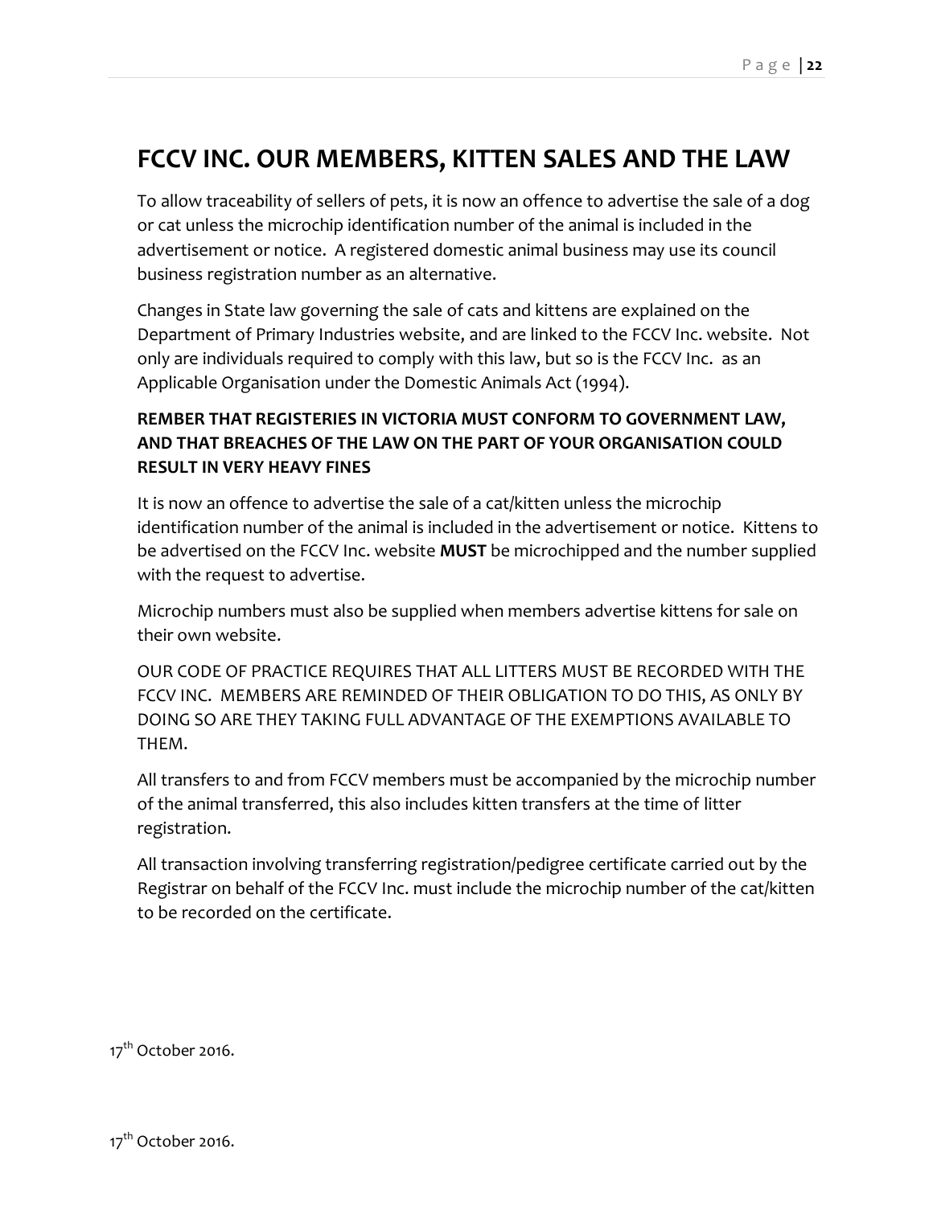# FCCV INC. OUR MEMBERS, KITTEN SALES AND THE LAW

To allow traceability of sellers of pets, it is now an offence to advertise the sale of a dog or cat unless the microchip identification number of the animal is included in the advertisement or notice. A registered domestic animal business may use its council business registration number as an alternative.

Changes in State law governing the sale of cats and kittens are explained on the Department of Primary Industries website, and are linked to the FCCV Inc. website. Not only are individuals required to comply with this law, but so is the FCCV Inc. as an Applicable Organisation under the Domestic Animals Act (1994).

**REMBER THAT REGISTERIES IN VICTORIA MUST CONFORM TO GOVERNMENT LAW, AND THAT BREACHES OF THE LAW ON THE PART OF YOUR ORGANISATION COULD RESULT IN VERY HEAVY FINES**

It is now an offence to advertise the sale of a cat/kitten unless the microchip identification number of the animal is included in the advertisement or notice. Kittens to be advertised on the FCCV Inc. website **MUST** be microchipped and the number supplied with the request to advertise.

Microchip numbers must also be supplied when members advertise kittens for sale on their own website.

OUR CODE OF PRACTICE REQUIRES THAT ALL LITTERS MUST BE RECORDED WITH THE FCCV INC. MEMBERS ARE REMINDED OF THEIR OBLIGATION TO DO THIS, AS ONLY BY DOING SO ARE THEY TAKING FULL ADVANTAGE OF THE EXEMPTIONS AVAILABLE TO THEM.

All transfers to and from FCCV members must be accompanied by the microchip number of the animal transferred, this also includes kitten transfers at the time of litter registration.

All transaction involving transferring registration/pedigree certificate carried out by the Registrar on behalf of the FCCV Inc. must include the microchip number of the cat/kitten to be recorded on the certificate.

17th October 2016.

17th October 2016.